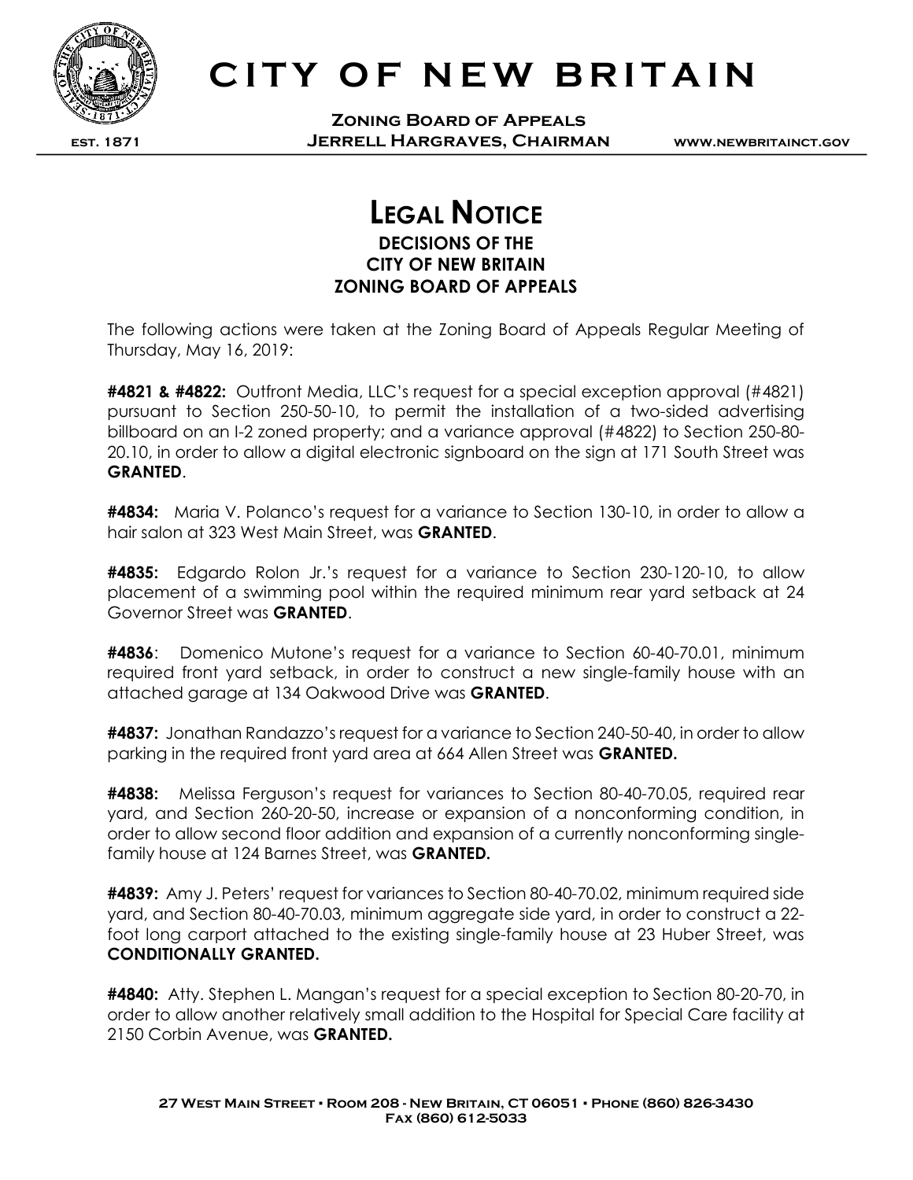# CITY OF NEW BRITAIN

**Zoning Board of Appeals**

**EST. 1871** **Jerrell Hargraves, Chairman** **www.newbritainct.gov**

## Legal Notice

### DECISIONS OF THE CITY OF NEW BRITAIN ZONING BOARD OF APPEALS

The following actions were taken at the Zoning Board of Appeals Regular Meeting of Thursday, May 16, 2019:

**#4821 & #4822:** Outfront Media, LLC's request for a special exception approval (#4821) pursuant to Section 250-50-10, to permit the installation of a two-sided advertising billboard on an I-2 zoned property; and a variance approval (#4822) to Section 250-80-20.10, in order to allow a digital electronic signboard on the sign at 171 South Street was **GRANTED**.

**#4834:** Maria V. Polanco's request for a variance to Section 130-10, in order to allow a hair salon at 323 West Main Street, was **GRANTED**.

**#4835:** Edgardo Rolon Jr.'s request for a variance to Section 230-120-10, to allow placement of a swimming pool within the required minimum rear yard setback at 24 Governor Street was **GRANTED**.

**#4836**: Domenico Mutone's request for a variance to Section 60-40-70.01, minimum required front yard setback, in order to construct a new single-family house with an attached garage at 134 Oakwood Drive was **GRANTED**.

**#4837:** Jonathan Randazzo's request for a variance to Section 240-50-40, in order to allow parking in the required front yard area at 664 Allen Street was **GRANTED.**

**#4838:** Melissa Ferguson's request for variances to Section 80-40-70.05, required rear yard, and Section 260-20-50, increase or expansion of a nonconforming condition, in order to allow second floor addition and expansion of a currently nonconforming single-family house at 124 Barnes Street, was **GRANTED.**

**#4839:** Amy J. Peters' request for variances to Section 80-40-70.02, minimum required side yard, and Section 80-40-70.03, minimum aggregate side yard, in order to construct a 22-foot long carport attached to the existing single-family house at 23 Huber Street, was **CONDITIONALLY GRANTED.**

**#4840:** Atty. Stephen L. Mangan's request for a special exception to Section 80-20-70, in order to allow another relatively small addition to the Hospital for Special Care facility at 2150 Corbin Avenue, was **GRANTED.**

**27 West Main Street • Room 208 - New Britain, CT 06051 • Phone (860) 826-3430**
**Fax (860) 612-5033**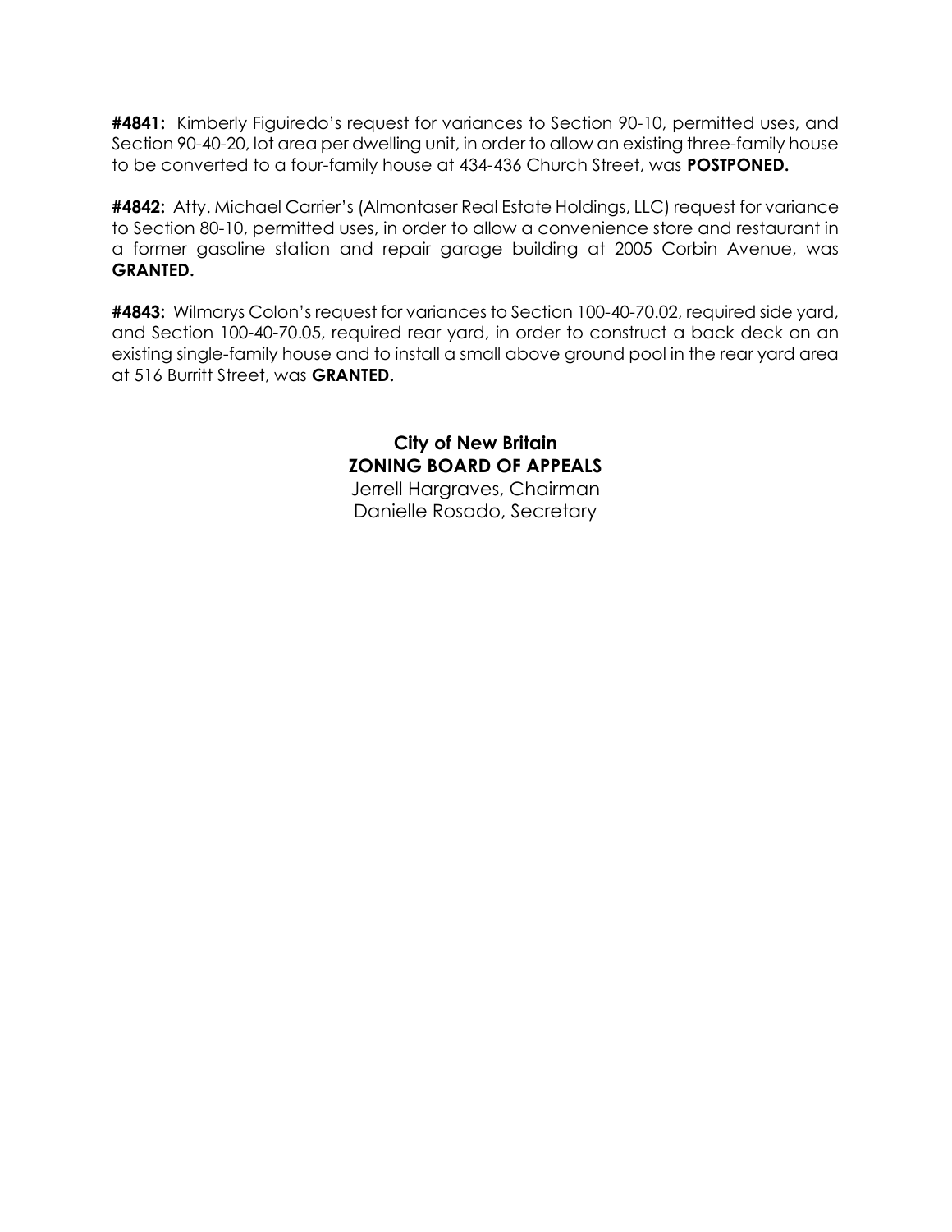**#4841:** Kimberly Figuiredo's request for variances to Section 90-10, permitted uses, and Section 90-40-20, lot area per dwelling unit, in order to allow an existing three-family house to be converted to a four-family house at 434-436 Church Street, was **POSTPONED.**

**#4842:** Atty. Michael Carrier's (Almontaser Real Estate Holdings, LLC) request for variance to Section 80-10, permitted uses, in order to allow a convenience store and restaurant in a former gasoline station and repair garage building at 2005 Corbin Avenue, was **GRANTED.**

**#4843:** Wilmarys Colon's request for variances to Section 100-40-70.02, required side yard, and Section 100-40-70.05, required rear yard, in order to construct a back deck on an existing single-family house and to install a small above ground pool in the rear yard area at 516 Burritt Street, was **GRANTED.**

**City of New Britain**
**ZONING BOARD OF APPEALS**
Jerrell Hargraves, Chairman
Danielle Rosado, Secretary